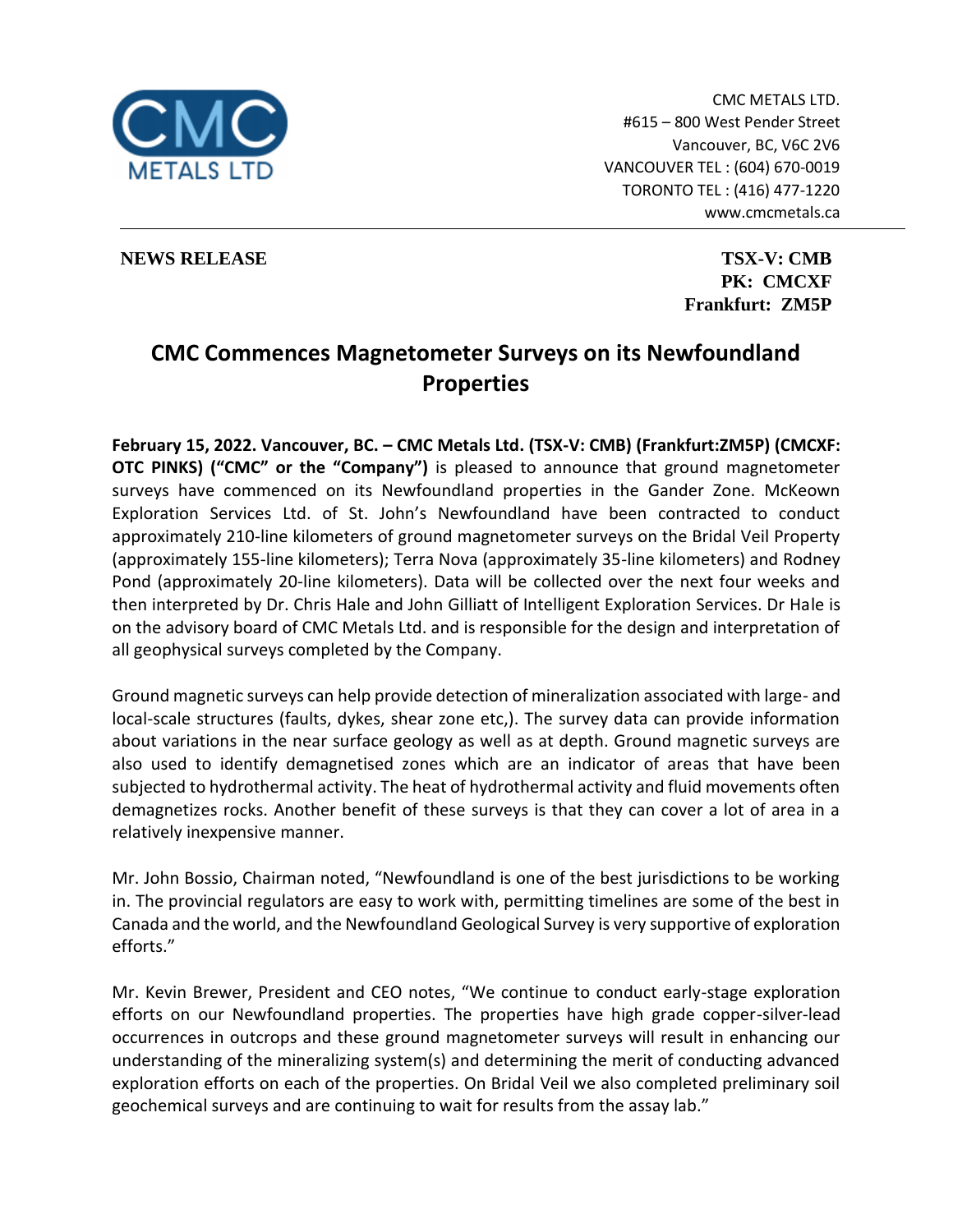CMC METALS LTD.
#615 – 800 West Pender Street
Vancouver, BC, V6C 2V6
VANCOUVER TEL : (604) 670-0019
TORONTO TEL : (416) 477-1220
www.cmcmetals.ca

**NEWS RELEASE**

**TSX-V: CMB**
**PK: CMCXF**
**Frankfurt: ZM5P**

# CMC Commences Magnetometer Surveys on its Newfoundland Properties

**February 15, 2022. Vancouver, BC. – CMC Metals Ltd. (TSX-V: CMB) (Frankfurt:ZM5P) (CMCXF: OTC PINKS) ("CMC" or the "Company")** is pleased to announce that ground magnetometer surveys have commenced on its Newfoundland properties in the Gander Zone. McKeown Exploration Services Ltd. of St. John's Newfoundland have been contracted to conduct approximately 210-line kilometers of ground magnetometer surveys on the Bridal Veil Property (approximately 155-line kilometers); Terra Nova (approximately 35-line kilometers) and Rodney Pond (approximately 20-line kilometers). Data will be collected over the next four weeks and then interpreted by Dr. Chris Hale and John Gilliatt of Intelligent Exploration Services. Dr Hale is on the advisory board of CMC Metals Ltd. and is responsible for the design and interpretation of all geophysical surveys completed by the Company.

Ground magnetic surveys can help provide detection of mineralization associated with large- and local-scale structures (faults, dykes, shear zone etc,). The survey data can provide information about variations in the near surface geology as well as at depth. Ground magnetic surveys are also used to identify demagnetised zones which are an indicator of areas that have been subjected to hydrothermal activity. The heat of hydrothermal activity and fluid movements often demagnetizes rocks. Another benefit of these surveys is that they can cover a lot of area in a relatively inexpensive manner.

Mr. John Bossio, Chairman noted, "Newfoundland is one of the best jurisdictions to be working in. The provincial regulators are easy to work with, permitting timelines are some of the best in Canada and the world, and the Newfoundland Geological Survey is very supportive of exploration efforts."

Mr. Kevin Brewer, President and CEO notes, "We continue to conduct early-stage exploration efforts on our Newfoundland properties. The properties have high grade copper-silver-lead occurrences in outcrops and these ground magnetometer surveys will result in enhancing our understanding of the mineralizing system(s) and determining the merit of conducting advanced exploration efforts on each of the properties. On Bridal Veil we also completed preliminary soil geochemical surveys and are continuing to wait for results from the assay lab."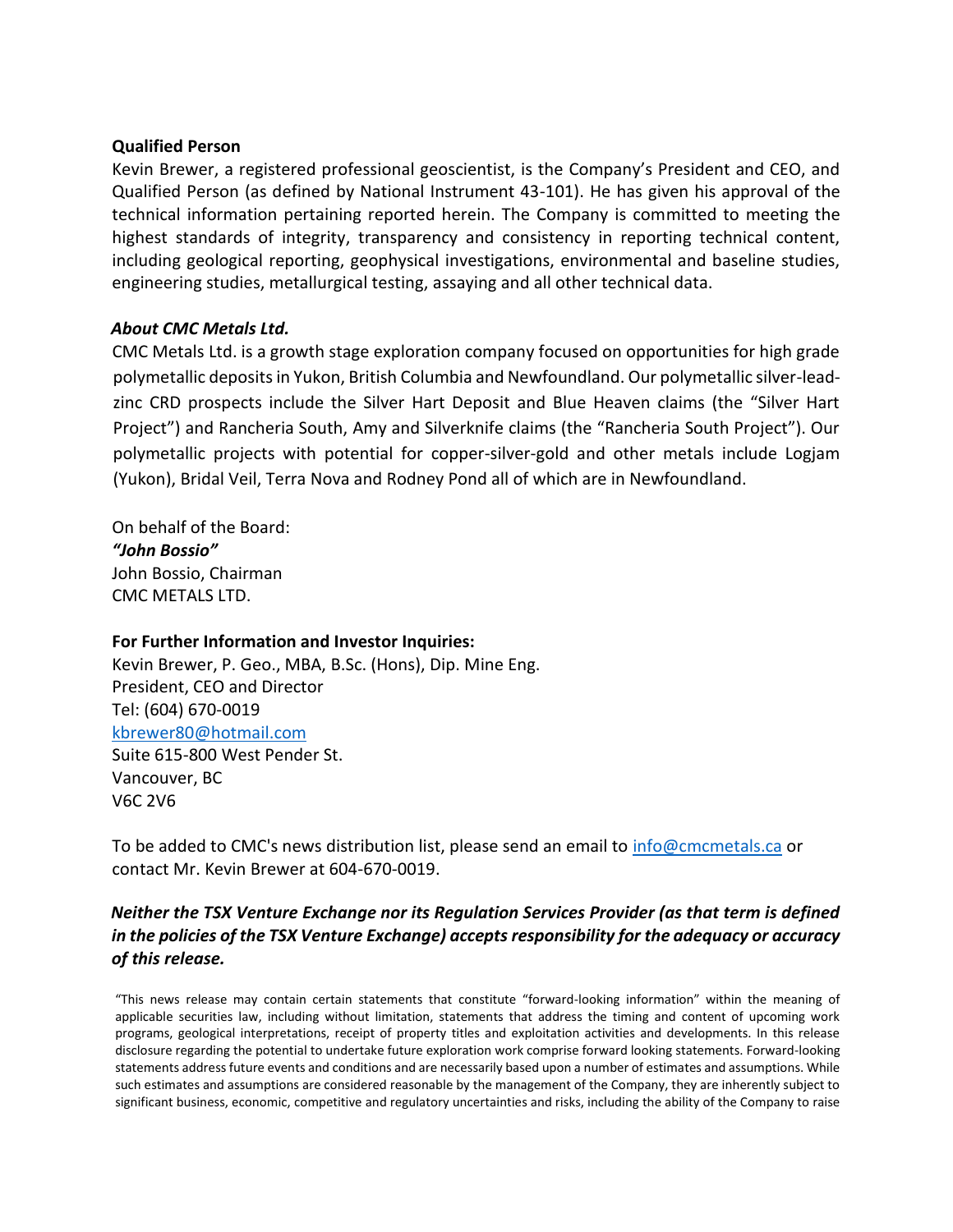**Qualified Person**

Kevin Brewer, a registered professional geoscientist, is the Company's President and CEO, and Qualified Person (as defined by National Instrument 43-101). He has given his approval of the technical information pertaining reported herein. The Company is committed to meeting the highest standards of integrity, transparency and consistency in reporting technical content, including geological reporting, geophysical investigations, environmental and baseline studies, engineering studies, metallurgical testing, assaying and all other technical data.

***About CMC Metals Ltd.***

CMC Metals Ltd. is a growth stage exploration company focused on opportunities for high grade polymetallic deposits in Yukon, British Columbia and Newfoundland. Our polymetallic silver-lead-zinc CRD prospects include the Silver Hart Deposit and Blue Heaven claims (the "Silver Hart Project") and Rancheria South, Amy and Silverknife claims (the "Rancheria South Project"). Our polymetallic projects with potential for copper-silver-gold and other metals include Logjam (Yukon), Bridal Veil, Terra Nova and Rodney Pond all of which are in Newfoundland.

On behalf of the Board:
***"John Bossio"***
John Bossio, Chairman
CMC METALS LTD.

**For Further Information and Investor Inquiries:**
Kevin Brewer, P. Geo., MBA, B.Sc. (Hons), Dip. Mine Eng.
President, CEO and Director
Tel: (604) 670-0019
kbrewer80@hotmail.com
Suite 615-800 West Pender St.
Vancouver, BC
V6C 2V6

To be added to CMC's news distribution list, please send an email to info@cmcmetals.ca or contact Mr. Kevin Brewer at 604-670-0019.

***Neither the TSX Venture Exchange nor its Regulation Services Provider (as that term is defined in the policies of the TSX Venture Exchange) accepts responsibility for the adequacy or accuracy of this release.***

"This news release may contain certain statements that constitute "forward-looking information" within the meaning of applicable securities law, including without limitation, statements that address the timing and content of upcoming work programs, geological interpretations, receipt of property titles and exploitation activities and developments. In this release disclosure regarding the potential to undertake future exploration work comprise forward looking statements. Forward-looking statements address future events and conditions and are necessarily based upon a number of estimates and assumptions. While such estimates and assumptions are considered reasonable by the management of the Company, they are inherently subject to significant business, economic, competitive and regulatory uncertainties and risks, including the ability of the Company to raise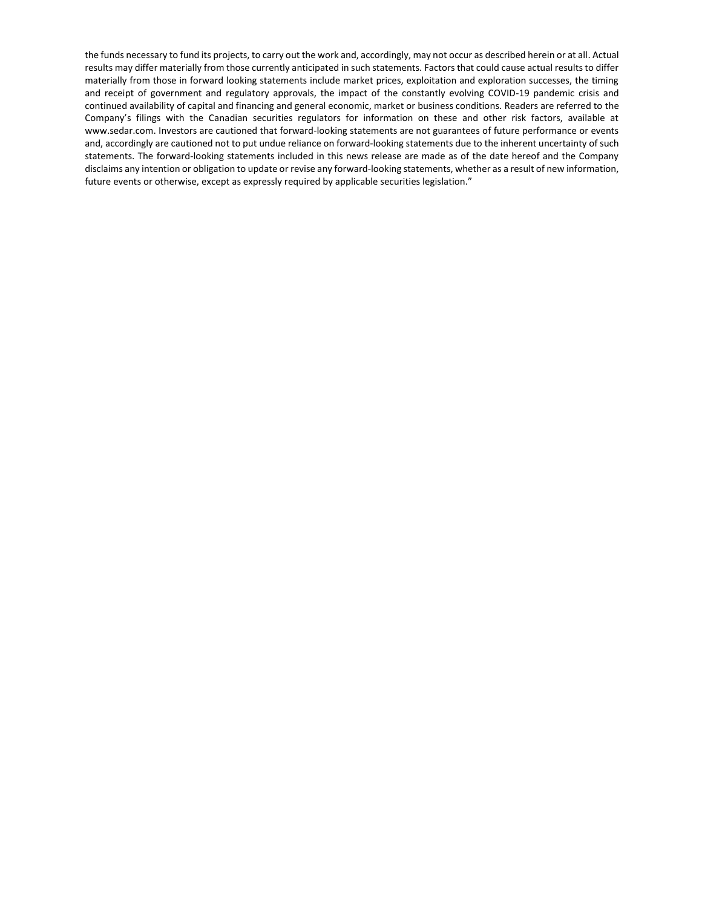the funds necessary to fund its projects, to carry out the work and, accordingly, may not occur as described herein or at all. Actual results may differ materially from those currently anticipated in such statements. Factors that could cause actual results to differ materially from those in forward looking statements include market prices, exploitation and exploration successes, the timing and receipt of government and regulatory approvals, the impact of the constantly evolving COVID-19 pandemic crisis and continued availability of capital and financing and general economic, market or business conditions. Readers are referred to the Company's filings with the Canadian securities regulators for information on these and other risk factors, available at www.sedar.com. Investors are cautioned that forward-looking statements are not guarantees of future performance or events and, accordingly are cautioned not to put undue reliance on forward-looking statements due to the inherent uncertainty of such statements. The forward-looking statements included in this news release are made as of the date hereof and the Company disclaims any intention or obligation to update or revise any forward-looking statements, whether as a result of new information, future events or otherwise, except as expressly required by applicable securities legislation."